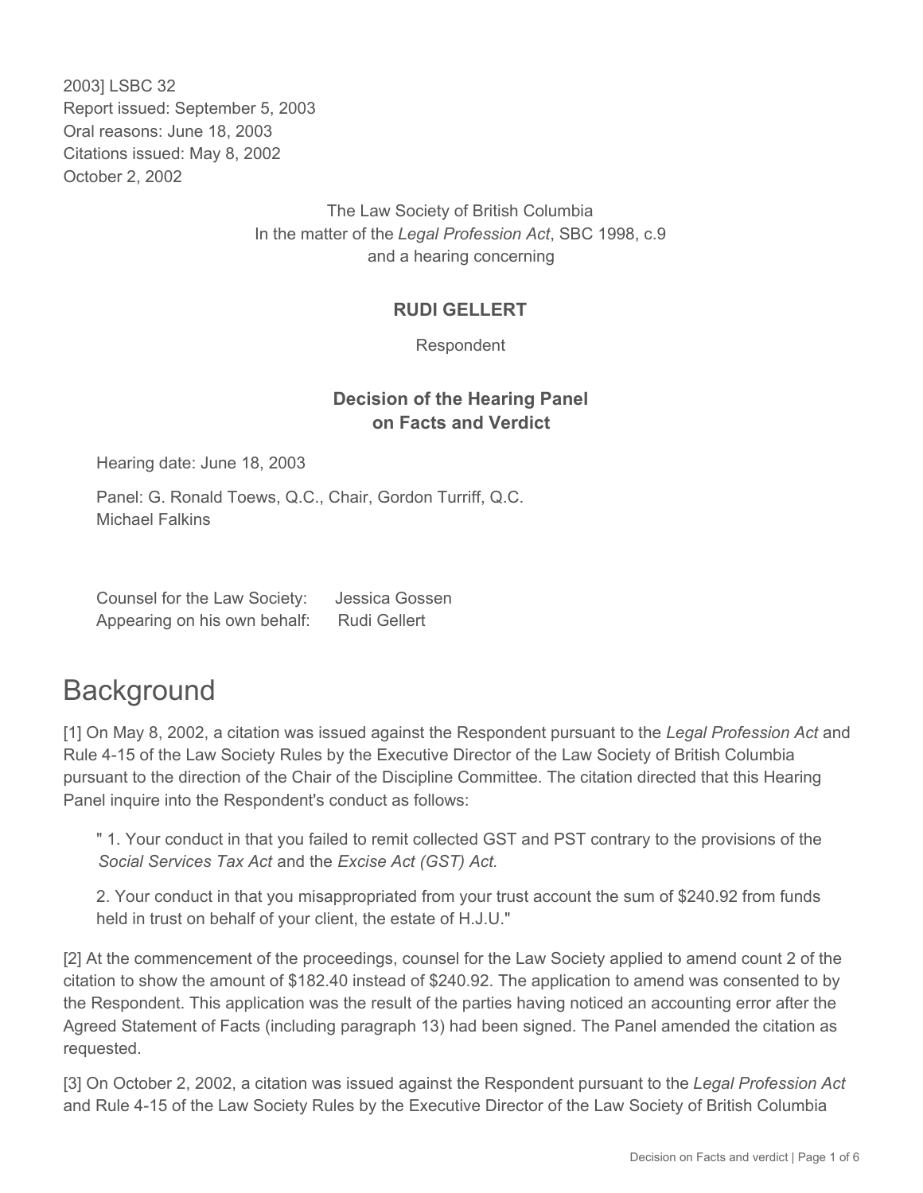2003] LSBC 32
Report issued: September 5, 2003
Oral reasons: June 18, 2003
Citations issued: May 8, 2002
October 2, 2002

The Law Society of British Columbia
In the matter of the *Legal Profession Act*, SBC 1998, c.9
and a hearing concerning

**RUDI GELLERT**

Respondent

**Decision of the Hearing Panel on Facts and Verdict**

Hearing date: June 18, 2003

Panel: G. Ronald Toews, Q.C., Chair, Gordon Turriff, Q.C.
Michael Falkins

| | |
|---|---|
| Counsel for the Law Society: | Jessica Gossen |
| Appearing on his own behalf: | Rudi Gellert |

# Background

[1] On May 8, 2002, a citation was issued against the Respondent pursuant to the *Legal Profession Act* and Rule 4-15 of the Law Society Rules by the Executive Director of the Law Society of British Columbia pursuant to the direction of the Chair of the Discipline Committee. The citation directed that this Hearing Panel inquire into the Respondent's conduct as follows:

> " 1. Your conduct in that you failed to remit collected GST and PST contrary to the provisions of the *Social Services Tax Act* and the *Excise Act (GST) Act.*
>
> 2. Your conduct in that you misappropriated from your trust account the sum of $240.92 from funds held in trust on behalf of your client, the estate of H.J.U."

[2] At the commencement of the proceedings, counsel for the Law Society applied to amend count 2 of the citation to show the amount of $182.40 instead of $240.92. The application to amend was consented to by the Respondent. This application was the result of the parties having noticed an accounting error after the Agreed Statement of Facts (including paragraph 13) had been signed. The Panel amended the citation as requested.

[3] On October 2, 2002, a citation was issued against the Respondent pursuant to the *Legal Profession Act* and Rule 4-15 of the Law Society Rules by the Executive Director of the Law Society of British Columbia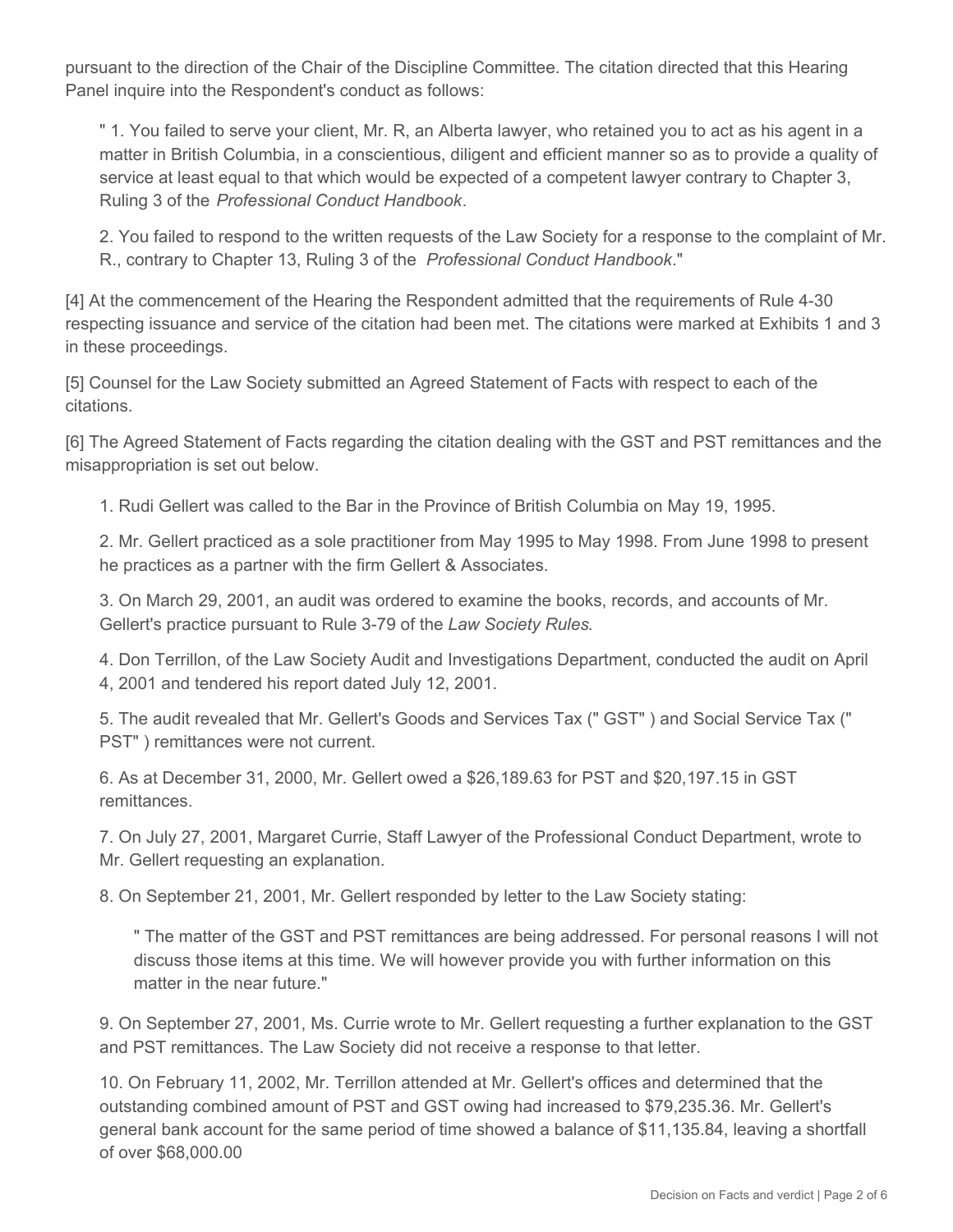pursuant to the direction of the Chair of the Discipline Committee. The citation directed that this Hearing Panel inquire into the Respondent's conduct as follows:

> " 1. You failed to serve your client, Mr. R, an Alberta lawyer, who retained you to act as his agent in a matter in British Columbia, in a conscientious, diligent and efficient manner so as to provide a quality of service at least equal to that which would be expected of a competent lawyer contrary to Chapter 3, Ruling 3 of the *Professional Conduct Handbook*.
>
> 2. You failed to respond to the written requests of the Law Society for a response to the complaint of Mr. R., contrary to Chapter 13, Ruling 3 of the *Professional Conduct Handbook*."

[4] At the commencement of the Hearing the Respondent admitted that the requirements of Rule 4-30 respecting issuance and service of the citation had been met. The citations were marked at Exhibits 1 and 3 in these proceedings.

[5] Counsel for the Law Society submitted an Agreed Statement of Facts with respect to each of the citations.

[6] The Agreed Statement of Facts regarding the citation dealing with the GST and PST remittances and the misappropriation is set out below.

> 1. Rudi Gellert was called to the Bar in the Province of British Columbia on May 19, 1995.
>
> 2. Mr. Gellert practiced as a sole practitioner from May 1995 to May 1998. From June 1998 to present he practices as a partner with the firm Gellert & Associates.
>
> 3. On March 29, 2001, an audit was ordered to examine the books, records, and accounts of Mr. Gellert's practice pursuant to Rule 3-79 of the *Law Society Rules*.
>
> 4. Don Terrillon, of the Law Society Audit and Investigations Department, conducted the audit on April 4, 2001 and tendered his report dated July 12, 2001.
>
> 5. The audit revealed that Mr. Gellert's Goods and Services Tax (" GST" ) and Social Service Tax (" PST" ) remittances were not current.
>
> 6. As at December 31, 2000, Mr. Gellert owed a $26,189.63 for PST and $20,197.15 in GST remittances.
>
> 7. On July 27, 2001, Margaret Currie, Staff Lawyer of the Professional Conduct Department, wrote to Mr. Gellert requesting an explanation.
>
> 8. On September 21, 2001, Mr. Gellert responded by letter to the Law Society stating:
>
> > " The matter of the GST and PST remittances are being addressed. For personal reasons I will not discuss those items at this time. We will however provide you with further information on this matter in the near future."
>
> 9. On September 27, 2001, Ms. Currie wrote to Mr. Gellert requesting a further explanation to the GST and PST remittances. The Law Society did not receive a response to that letter.
>
> 10. On February 11, 2002, Mr. Terrillon attended at Mr. Gellert's offices and determined that the outstanding combined amount of PST and GST owing had increased to $79,235.36. Mr. Gellert's general bank account for the same period of time showed a balance of $11,135.84, leaving a shortfall of over $68,000.00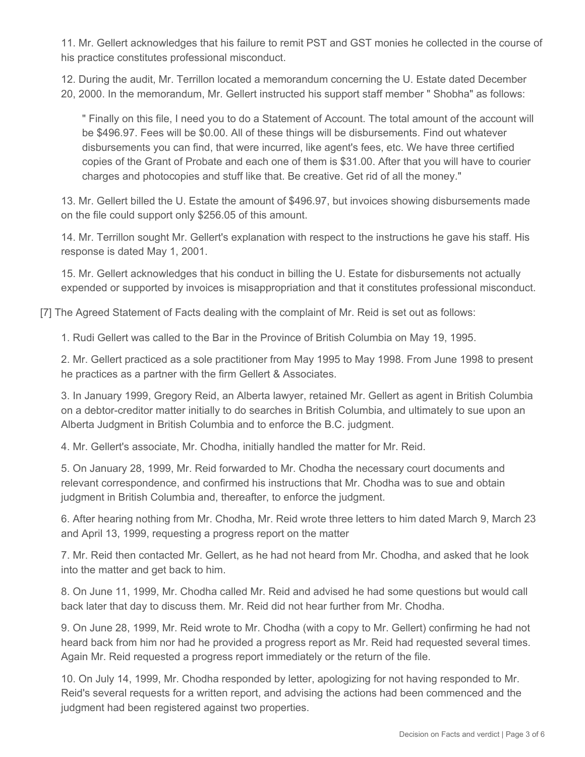11. Mr. Gellert acknowledges that his failure to remit PST and GST monies he collected in the course of his practice constitutes professional misconduct.

12. During the audit, Mr. Terrillon located a memorandum concerning the U. Estate dated December 20, 2000. In the memorandum, Mr. Gellert instructed his support staff member " Shobha" as follows:

> " Finally on this file, I need you to do a Statement of Account. The total amount of the account will be $496.97. Fees will be $0.00. All of these things will be disbursements. Find out whatever disbursements you can find, that were incurred, like agent's fees, etc. We have three certified copies of the Grant of Probate and each one of them is $31.00. After that you will have to courier charges and photocopies and stuff like that. Be creative. Get rid of all the money."

13. Mr. Gellert billed the U. Estate the amount of $496.97, but invoices showing disbursements made on the file could support only $256.05 of this amount.

14. Mr. Terrillon sought Mr. Gellert's explanation with respect to the instructions he gave his staff. His response is dated May 1, 2001.

15. Mr. Gellert acknowledges that his conduct in billing the U. Estate for disbursements not actually expended or supported by invoices is misappropriation and that it constitutes professional misconduct.

[7] The Agreed Statement of Facts dealing with the complaint of Mr. Reid is set out as follows:

1. Rudi Gellert was called to the Bar in the Province of British Columbia on May 19, 1995.

2. Mr. Gellert practiced as a sole practitioner from May 1995 to May 1998. From June 1998 to present he practices as a partner with the firm Gellert & Associates.

3. In January 1999, Gregory Reid, an Alberta lawyer, retained Mr. Gellert as agent in British Columbia on a debtor-creditor matter initially to do searches in British Columbia, and ultimately to sue upon an Alberta Judgment in British Columbia and to enforce the B.C. judgment.

4. Mr. Gellert's associate, Mr. Chodha, initially handled the matter for Mr. Reid.

5. On January 28, 1999, Mr. Reid forwarded to Mr. Chodha the necessary court documents and relevant correspondence, and confirmed his instructions that Mr. Chodha was to sue and obtain judgment in British Columbia and, thereafter, to enforce the judgment.

6. After hearing nothing from Mr. Chodha, Mr. Reid wrote three letters to him dated March 9, March 23 and April 13, 1999, requesting a progress report on the matter

7. Mr. Reid then contacted Mr. Gellert, as he had not heard from Mr. Chodha, and asked that he look into the matter and get back to him.

8. On June 11, 1999, Mr. Chodha called Mr. Reid and advised he had some questions but would call back later that day to discuss them. Mr. Reid did not hear further from Mr. Chodha.

9. On June 28, 1999, Mr. Reid wrote to Mr. Chodha (with a copy to Mr. Gellert) confirming he had not heard back from him nor had he provided a progress report as Mr. Reid had requested several times. Again Mr. Reid requested a progress report immediately or the return of the file.

10. On July 14, 1999, Mr. Chodha responded by letter, apologizing for not having responded to Mr. Reid's several requests for a written report, and advising the actions had been commenced and the judgment had been registered against two properties.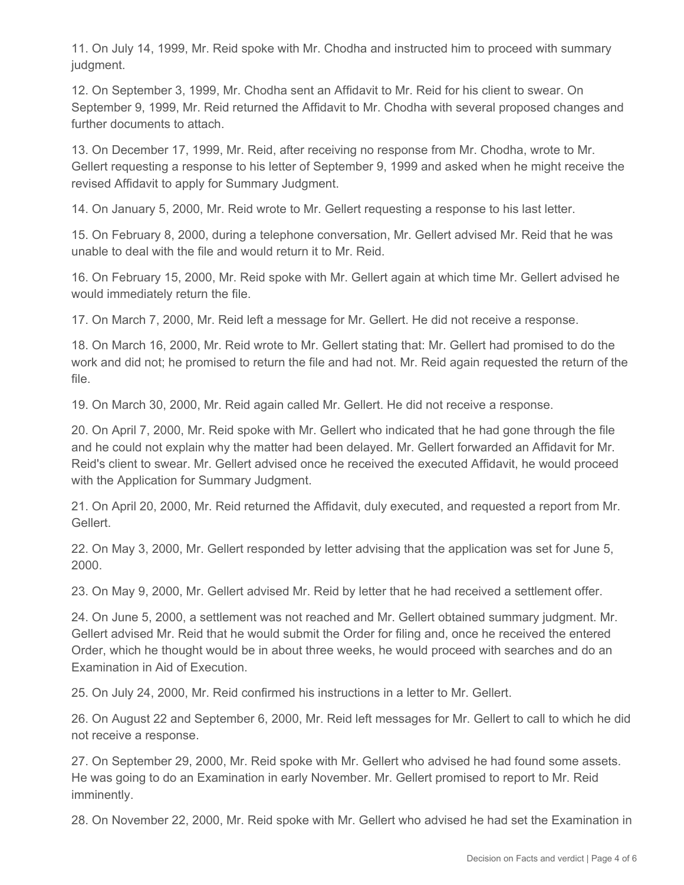11. On July 14, 1999, Mr. Reid spoke with Mr. Chodha and instructed him to proceed with summary judgment.

12. On September 3, 1999, Mr. Chodha sent an Affidavit to Mr. Reid for his client to swear. On September 9, 1999, Mr. Reid returned the Affidavit to Mr. Chodha with several proposed changes and further documents to attach.

13. On December 17, 1999, Mr. Reid, after receiving no response from Mr. Chodha, wrote to Mr. Gellert requesting a response to his letter of September 9, 1999 and asked when he might receive the revised Affidavit to apply for Summary Judgment.

14. On January 5, 2000, Mr. Reid wrote to Mr. Gellert requesting a response to his last letter.

15. On February 8, 2000, during a telephone conversation, Mr. Gellert advised Mr. Reid that he was unable to deal with the file and would return it to Mr. Reid.

16. On February 15, 2000, Mr. Reid spoke with Mr. Gellert again at which time Mr. Gellert advised he would immediately return the file.

17. On March 7, 2000, Mr. Reid left a message for Mr. Gellert. He did not receive a response.

18. On March 16, 2000, Mr. Reid wrote to Mr. Gellert stating that: Mr. Gellert had promised to do the work and did not; he promised to return the file and had not. Mr. Reid again requested the return of the file.

19. On March 30, 2000, Mr. Reid again called Mr. Gellert. He did not receive a response.

20. On April 7, 2000, Mr. Reid spoke with Mr. Gellert who indicated that he had gone through the file and he could not explain why the matter had been delayed. Mr. Gellert forwarded an Affidavit for Mr. Reid's client to swear. Mr. Gellert advised once he received the executed Affidavit, he would proceed with the Application for Summary Judgment.

21. On April 20, 2000, Mr. Reid returned the Affidavit, duly executed, and requested a report from Mr. Gellert.

22. On May 3, 2000, Mr. Gellert responded by letter advising that the application was set for June 5, 2000.

23. On May 9, 2000, Mr. Gellert advised Mr. Reid by letter that he had received a settlement offer.

24. On June 5, 2000, a settlement was not reached and Mr. Gellert obtained summary judgment. Mr. Gellert advised Mr. Reid that he would submit the Order for filing and, once he received the entered Order, which he thought would be in about three weeks, he would proceed with searches and do an Examination in Aid of Execution.

25. On July 24, 2000, Mr. Reid confirmed his instructions in a letter to Mr. Gellert.

26. On August 22 and September 6, 2000, Mr. Reid left messages for Mr. Gellert to call to which he did not receive a response.

27. On September 29, 2000, Mr. Reid spoke with Mr. Gellert who advised he had found some assets. He was going to do an Examination in early November. Mr. Gellert promised to report to Mr. Reid imminently.

28. On November 22, 2000, Mr. Reid spoke with Mr. Gellert who advised he had set the Examination in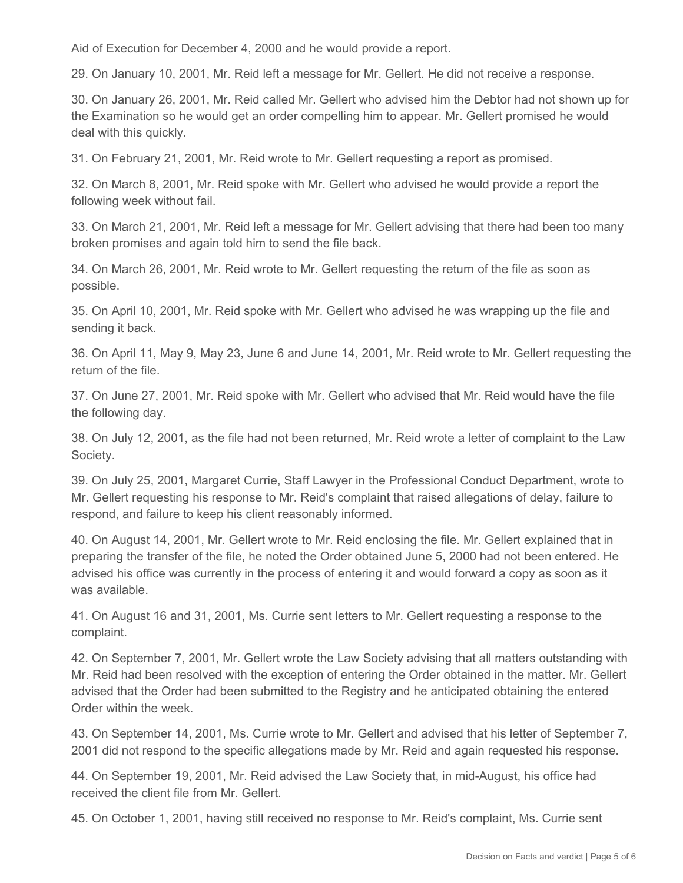Aid of Execution for December 4, 2000 and he would provide a report.

29. On January 10, 2001, Mr. Reid left a message for Mr. Gellert. He did not receive a response.

30. On January 26, 2001, Mr. Reid called Mr. Gellert who advised him the Debtor had not shown up for the Examination so he would get an order compelling him to appear. Mr. Gellert promised he would deal with this quickly.

31. On February 21, 2001, Mr. Reid wrote to Mr. Gellert requesting a report as promised.

32. On March 8, 2001, Mr. Reid spoke with Mr. Gellert who advised he would provide a report the following week without fail.

33. On March 21, 2001, Mr. Reid left a message for Mr. Gellert advising that there had been too many broken promises and again told him to send the file back.

34. On March 26, 2001, Mr. Reid wrote to Mr. Gellert requesting the return of the file as soon as possible.

35. On April 10, 2001, Mr. Reid spoke with Mr. Gellert who advised he was wrapping up the file and sending it back.

36. On April 11, May 9, May 23, June 6 and June 14, 2001, Mr. Reid wrote to Mr. Gellert requesting the return of the file.

37. On June 27, 2001, Mr. Reid spoke with Mr. Gellert who advised that Mr. Reid would have the file the following day.

38. On July 12, 2001, as the file had not been returned, Mr. Reid wrote a letter of complaint to the Law Society.

39. On July 25, 2001, Margaret Currie, Staff Lawyer in the Professional Conduct Department, wrote to Mr. Gellert requesting his response to Mr. Reid's complaint that raised allegations of delay, failure to respond, and failure to keep his client reasonably informed.

40. On August 14, 2001, Mr. Gellert wrote to Mr. Reid enclosing the file. Mr. Gellert explained that in preparing the transfer of the file, he noted the Order obtained June 5, 2000 had not been entered. He advised his office was currently in the process of entering it and would forward a copy as soon as it was available.

41. On August 16 and 31, 2001, Ms. Currie sent letters to Mr. Gellert requesting a response to the complaint.

42. On September 7, 2001, Mr. Gellert wrote the Law Society advising that all matters outstanding with Mr. Reid had been resolved with the exception of entering the Order obtained in the matter. Mr. Gellert advised that the Order had been submitted to the Registry and he anticipated obtaining the entered Order within the week.

43. On September 14, 2001, Ms. Currie wrote to Mr. Gellert and advised that his letter of September 7, 2001 did not respond to the specific allegations made by Mr. Reid and again requested his response.

44. On September 19, 2001, Mr. Reid advised the Law Society that, in mid-August, his office had received the client file from Mr. Gellert.

45. On October 1, 2001, having still received no response to Mr. Reid's complaint, Ms. Currie sent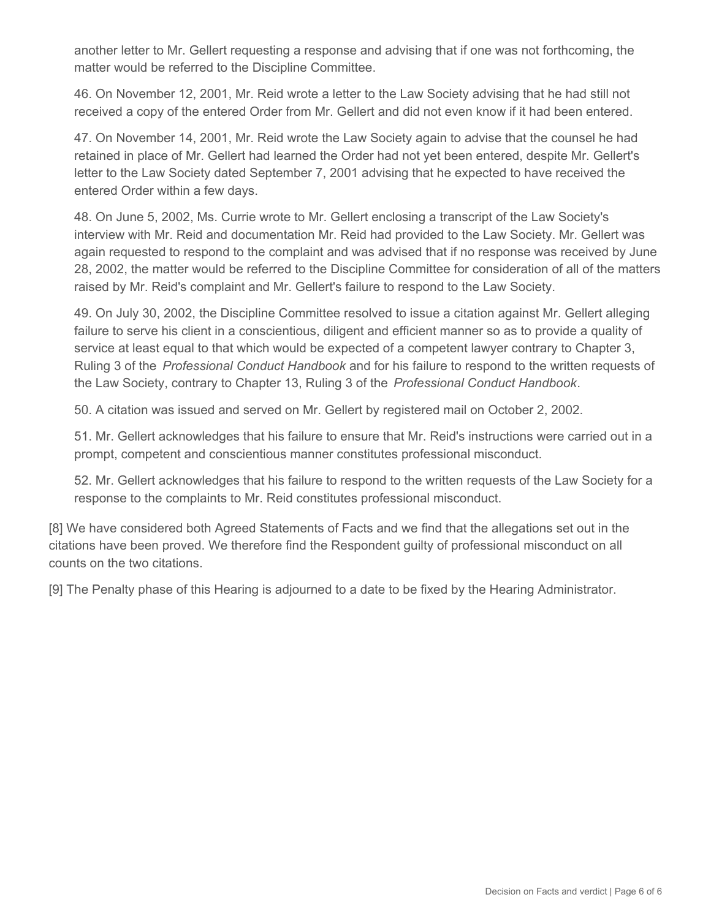another letter to Mr. Gellert requesting a response and advising that if one was not forthcoming, the matter would be referred to the Discipline Committee.

46. On November 12, 2001, Mr. Reid wrote a letter to the Law Society advising that he had still not received a copy of the entered Order from Mr. Gellert and did not even know if it had been entered.

47. On November 14, 2001, Mr. Reid wrote the Law Society again to advise that the counsel he had retained in place of Mr. Gellert had learned the Order had not yet been entered, despite Mr. Gellert's letter to the Law Society dated September 7, 2001 advising that he expected to have received the entered Order within a few days.

48. On June 5, 2002, Ms. Currie wrote to Mr. Gellert enclosing a transcript of the Law Society's interview with Mr. Reid and documentation Mr. Reid had provided to the Law Society. Mr. Gellert was again requested to respond to the complaint and was advised that if no response was received by June 28, 2002, the matter would be referred to the Discipline Committee for consideration of all of the matters raised by Mr. Reid's complaint and Mr. Gellert's failure to respond to the Law Society.

49. On July 30, 2002, the Discipline Committee resolved to issue a citation against Mr. Gellert alleging failure to serve his client in a conscientious, diligent and efficient manner so as to provide a quality of service at least equal to that which would be expected of a competent lawyer contrary to Chapter 3, Ruling 3 of the *Professional Conduct Handbook* and for his failure to respond to the written requests of the Law Society, contrary to Chapter 13, Ruling 3 of the *Professional Conduct Handbook*.

50. A citation was issued and served on Mr. Gellert by registered mail on October 2, 2002.

51. Mr. Gellert acknowledges that his failure to ensure that Mr. Reid's instructions were carried out in a prompt, competent and conscientious manner constitutes professional misconduct.

52. Mr. Gellert acknowledges that his failure to respond to the written requests of the Law Society for a response to the complaints to Mr. Reid constitutes professional misconduct.

[8] We have considered both Agreed Statements of Facts and we find that the allegations set out in the citations have been proved. We therefore find the Respondent guilty of professional misconduct on all counts on the two citations.

[9] The Penalty phase of this Hearing is adjourned to a date to be fixed by the Hearing Administrator.